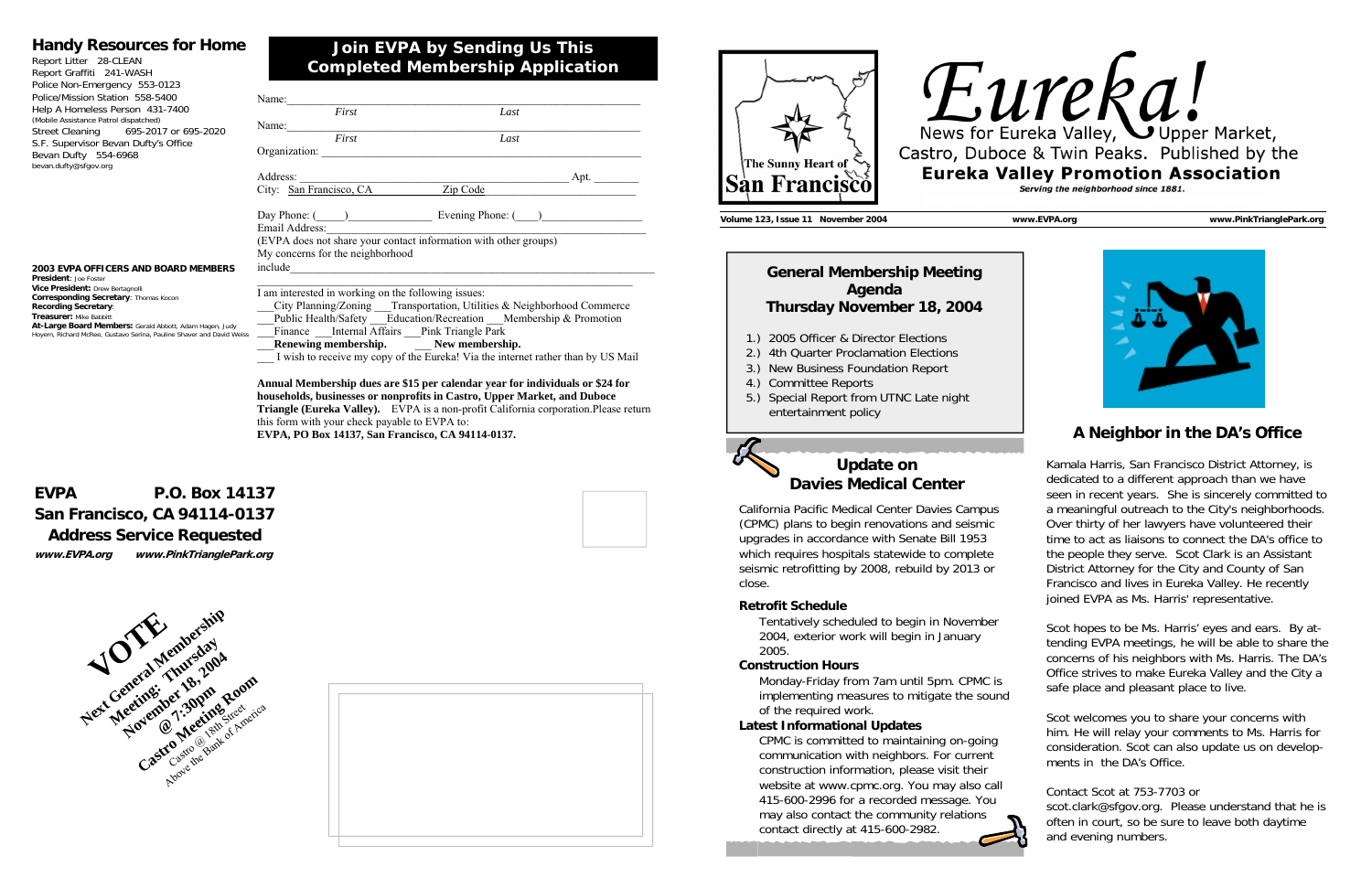## Handy Resources for Home

Report Litter 28-CLEAN
Report Graffiti 241-WASH
Police Non-Emergency 553-0123
Police/Mission Station 558-5400
Help A Homeless Person 431-7400
(Mobile Assistance Patrol dispatched)
Street Cleaning 695-2017 or 695-2020
S.F. Supervisor Bevan Dufty's Office
Bevan Dufty 554-6968
bevan.dufty@sfgov.org

**2003 EVPA OFFICERS AND BOARD MEMBERS**

**President**: Joe Foster
**Vice President:** Drew Bertagnolli
**Corresponding Secretary**: Thomas Kocon
**Recording Secretary**:
**Treasurer:** Mike Babbitt
**At-Large Board Members:** Gerald Abbott, Adam Hagen, Judy Hoyem, Richard McRee, Gustavo Serina, Pauline Shaver and David Weiss

## Join EVPA by Sending Us This Completed Membership Application

Name:______________________________________________
*First* *Last*

Name:______________________________________________
*First* *Last*

Organization: ________________________________________

Address: ___________________________________ Apt. ________

City: San Francisco, CA Zip Code___________________

Day Phone: (____)____________ Evening Phone: (____)______________

Email Address:_______________________________________________

(EVPA does not share your contact information with other groups)

My concerns for the neighborhood include_____________________________________________________

I am interested in working on the following issues:

___City Planning/Zoning ___Transportation, Utilities & Neighborhood Commerce
___Public Health/Safety ___Education/Recreation ___Membership & Promotion
___Finance ___Internal Affairs ___Pink Triangle Park
___**Renewing membership.** ___ **New membership.**
___ I wish to receive my copy of the Eureka! Via the internet rather than by US Mail

**Annual Membership dues are $15 per calendar year for individuals or $24 for households, businesses or nonprofits in Castro, Upper Market, and Duboce Triangle (Eureka Valley).** EVPA is a non-profit California corporation.Please return this form with your check payable to EVPA to:
**EVPA, PO Box 14137, San Francisco, CA 94114-0137.**

**EVPA P.O. Box 14137**
**San Francisco, CA 94114-0137**
**Address Service Requested**
**www.EVPA.org www.PinkTrianglePark.org**

**VOTE**
**Next General Membership Meeting: Thursday November 18, 2004 @ 7:30pm Castro Meeting Room**
Castro @ 18th Street Above the Bank of America

The Sunny Heart of San Francisco

# Eureka!

News for Eureka Valley, Upper Market, Castro, Duboce & Twin Peaks. Published by the
**Eureka Valley Promotion Association**
*Serving the neighborhood since 1881.*

**Volume 123, Issue 11 November 2004** www.EVPA.org www.PinkTrianglePark.org

### General Membership Meeting Agenda Thursday November 18, 2004

1.) 2005 Officer & Director Elections
2.) 4th Quarter Proclamation Elections
3.) New Business Foundation Report
4.) Committee Reports
5.) Special Report from UTNC Late night entertainment policy

## Update on Davies Medical Center

California Pacific Medical Center Davies Campus (CPMC) plans to begin renovations and seismic upgrades in accordance with Senate Bill 1953 which requires hospitals statewide to complete seismic retrofitting by 2008, rebuild by 2013 or close.

**Retrofit Schedule**

Tentatively scheduled to begin in November 2004, exterior work will begin in January 2005.

**Construction Hours**

Monday-Friday from 7am until 5pm. CPMC is implementing measures to mitigate the sound of the required work.

**Latest Informational Updates**

CPMC is committed to maintaining on-going communication with neighbors. For current construction information, please visit their website at www.cpmc.org. You may also call 415-600-2996 for a recorded message. You may also contact the community relations contact directly at 415-600-2982.

## A Neighbor in the DA's Office

Kamala Harris, San Francisco District Attorney, is dedicated to a different approach than we have seen in recent years. She is sincerely committed to a meaningful outreach to the City's neighborhoods. Over thirty of her lawyers have volunteered their time to act as liaisons to connect the DA's office to the people they serve. Scot Clark is an Assistant District Attorney for the City and County of San Francisco and lives in Eureka Valley. He recently joined EVPA as Ms. Harris' representative.

Scot hopes to be Ms. Harris' eyes and ears. By attending EVPA meetings, he will be able to share the concerns of his neighbors with Ms. Harris. The DA's Office strives to make Eureka Valley and the City a safe place and pleasant place to live.

Scot welcomes you to share your concerns with him. He will relay your comments to Ms. Harris for consideration. Scot can also update us on developments in the DA's Office.

Contact Scot at 753-7703 or scot.clark@sfgov.org. Please understand that he is often in court, so be sure to leave both daytime and evening numbers.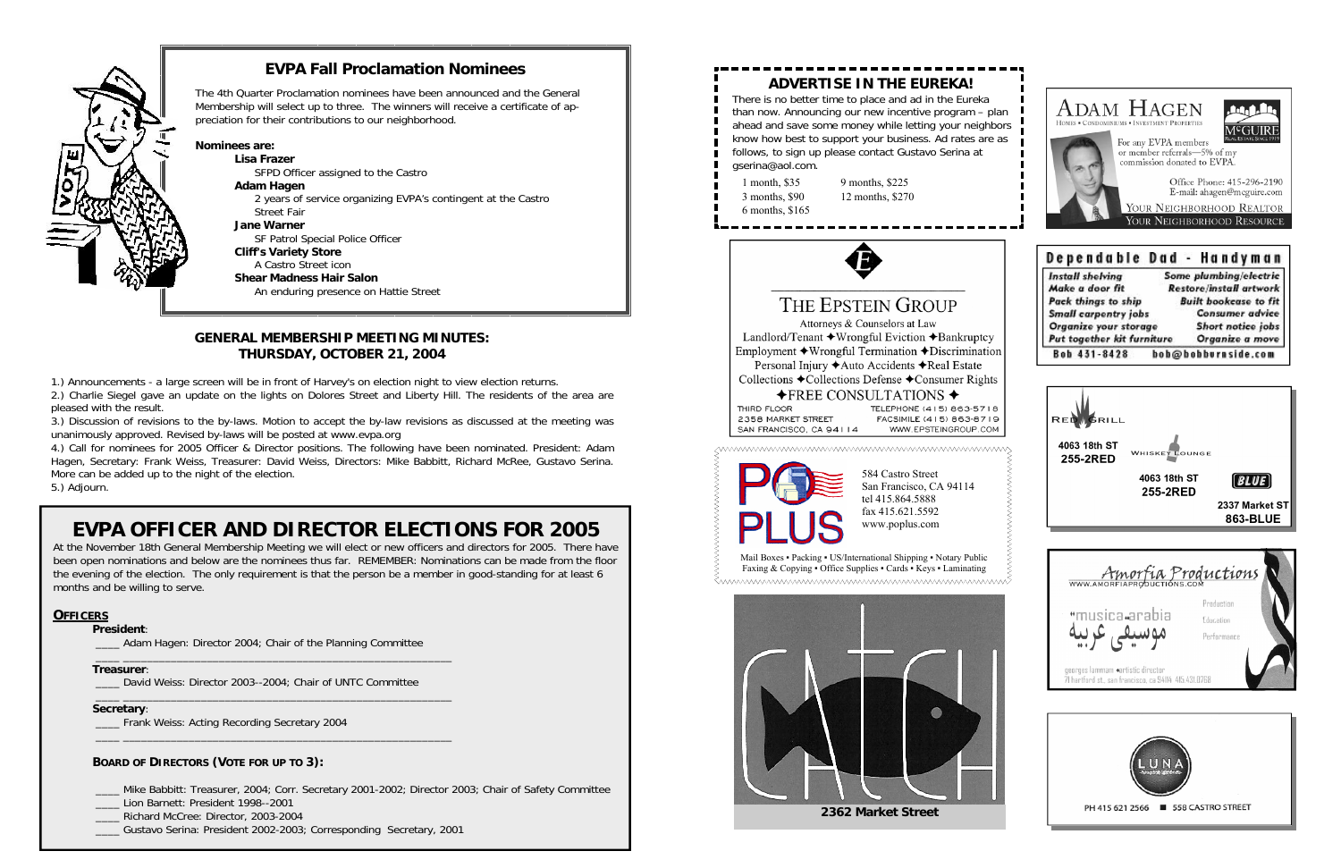## EVPA Fall Proclamation Nominees

The 4th Quarter Proclamation nominees have been announced and the General Membership will select up to three. The winners will receive a certificate of appreciation for their contributions to our neighborhood.

**Nominees are:**

**Lisa Frazer**
SFPD Officer assigned to the Castro

**Adam Hagen**
2 years of service organizing EVPA's contingent at the Castro Street Fair

**Jane Warner**
SF Patrol Special Police Officer

**Cliff's Variety Store**
A Castro Street icon

**Shear Madness Hair Salon**
An enduring presence on Hattie Street

### GENERAL MEMBERSHIP MEETING MINUTES: THURSDAY, OCTOBER 21, 2004

1.) Announcements - a large screen will be in front of Harvey's on election night to view election returns.
2.) Charlie Siegel gave an update on the lights on Dolores Street and Liberty Hill. The residents of the area are pleased with the result.
3.) Discussion of revisions to the by-laws. Motion to accept the by-law revisions as discussed at the meeting was unanimously approved. Revised by-laws will be posted at www.evpa.org
4.) Call for nominees for 2005 Officer & Director positions. The following have been nominated. President: Adam Hagen, Secretary: Frank Weiss, Treasurer: David Weiss, Directors: Mike Babbitt, Richard McRee, Gustavo Serina. More can be added up to the night of the election.
5.) Adjourn.

## EVPA OFFICER AND DIRECTOR ELECTIONS FOR 2005

At the November 18th General Membership Meeting we will elect or new officers and directors for 2005. There have been open nominations and below are the nominees thus far. REMEMBER: Nominations can be made from the floor the evening of the election. The only requirement is that the person be a member in good-standing for at least 6 months and be willing to serve.

**OFFICERS**

**President**:
____ Adam Hagen: Director 2004; Chair of the Planning Committee
____ ______________________________________________

**Treasurer**:
____ David Weiss: Director 2003--2004; Chair of UNTC Committee
____ ______________________________________________

**Secretary**:
____ Frank Weiss: Acting Recording Secretary 2004
____ ______________________________________________

**BOARD OF DIRECTORS (VOTE FOR UP TO 3):**

____ Mike Babbitt: Treasurer, 2004; Corr. Secretary 2001-2002; Director 2003; Chair of Safety Committee
____ Lion Barnett: President 1998--2001
____ Richard McCree: Director, 2003-2004
____ Gustavo Serina: President 2002-2003; Corresponding Secretary, 2001

## ADVERTISE IN THE EUREKA!

There is no better time to place and ad in the Eureka than now. Announcing our new incentive program – plan ahead and save some money while letting your neighbors know how best to support your business. Ad rates are as follows, to sign up please contact Gustavo Serina at gserina@aol.com.

1 month, $35
3 months, $90
6 months, $165
9 months, $225
12 months, $270

ADAM HAGEN
HOMES • CONDOMINIUMS • INVESTMENT PROPERTIES
McGUIRE REAL ESTATE SINCE 1919
For any EVPA members or member referrals—5% of my commission donated to EVPA.
Office Phone: 415-296-2190
E-mail: ahagen@mcguire.com
YOUR NEIGHBORHOOD REALTOR
YOUR NEIGHBORHOOD RESOURCE

THE EPSTEIN GROUP
Attorneys & Counselors at Law
Landlord/Tenant ✦Wrongful Eviction ✦Bankruptcy
Employment ✦Wrongful Termination ✦Discrimination
Personal Injury ✦Auto Accidents ✦Real Estate
Collections ✦Collections Defense ✦Consumer Rights
✦FREE CONSULTATIONS ✦
THIRD FLOOR
2358 MARKET STREET
SAN FRANCISCO, CA 94114
TELEPHONE (415) 863-5718
FACSIMILE (415) 863-8719
WWW.EPSTEINGROUP.COM

Dependable Dad - Handyman

| | |
|---|---|
| Install shelving | Some plumbing/electric |
| Make a door fit | Restore/install artwork |
| Pack things to ship | Built bookcase to fit |
| Small carpentry jobs | Consumer advice |
| Organize your storage | Short notice jobs |
| Put together kit furniture | Organize a move |

Bob 431-8428    bob@bobburnside.com

RED GRILL
4063 18th ST
255-2RED
WHISKEY LOUNGE
4063 18th ST
255-2RED
BLUE
2337 Market ST
863-BLUE

PO PLUS
584 Castro Street
San Francisco, CA 94114
tel 415.864.5888
fax 415.621.5592
www.poplus.com
Mail Boxes • Packing • US/International Shipping • Notary Public
Faxing & Copying • Office Supplies • Cards • Keys • Laminating

Amorfia Productions
WWW.AMORFIAPRODUCTIONS.COM
musica arabia
موسيقى عربية
Production
Education
Performance
georges lammam • artistic director
71 hartford st., san francisco, ca 94114 415.431.0768

CATCH
2362 Market Street

LUNA
PH 415 621 2566 ■ 558 CASTRO STREET